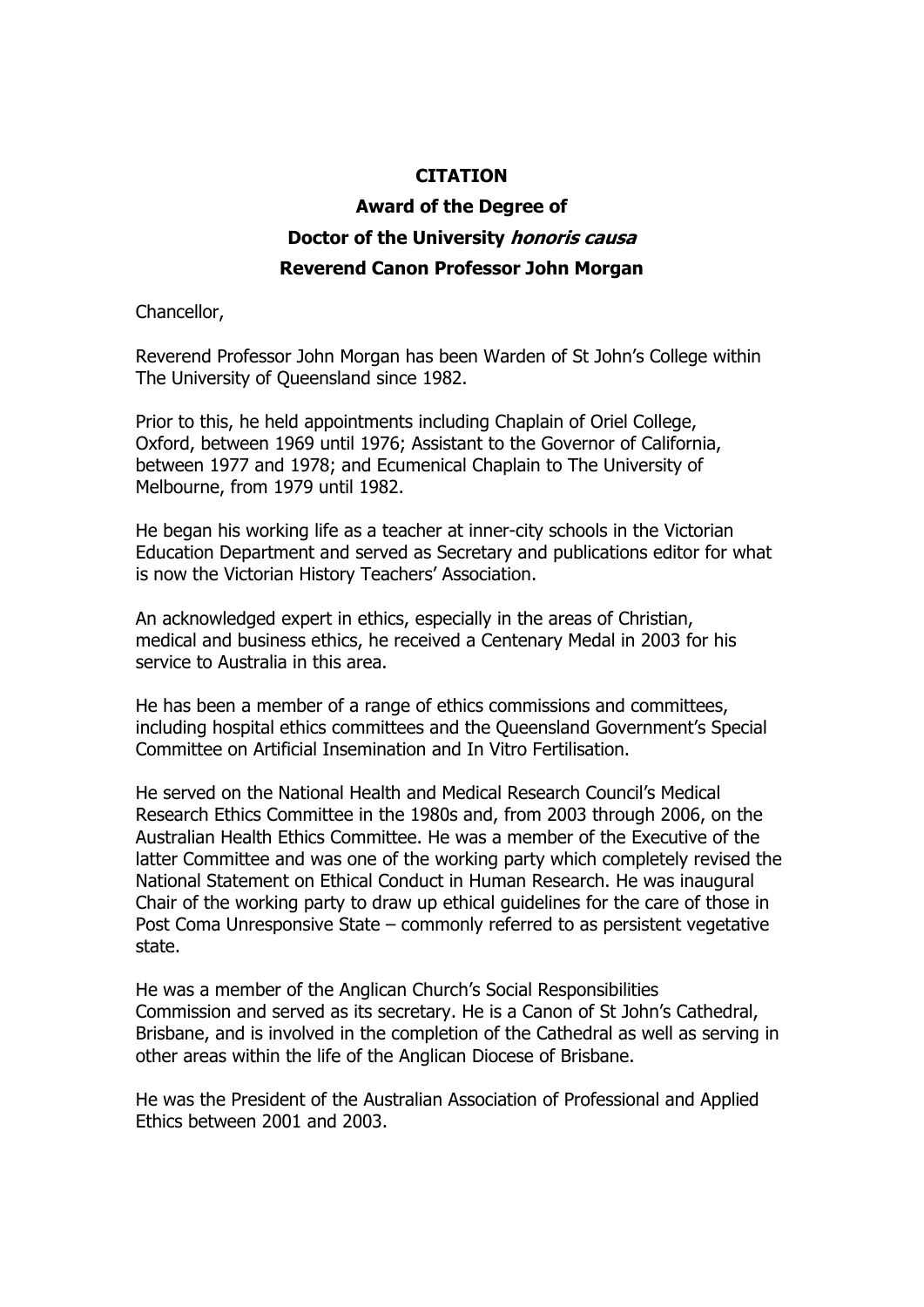# CITATION

## Award of the Degree of

## Doctor of the University *honoris causa*

## Reverend Canon Professor John Morgan

Chancellor,

Reverend Professor John Morgan has been Warden of St John's College within The University of Queensland since 1982.

Prior to this, he held appointments including Chaplain of Oriel College, Oxford, between 1969 until 1976; Assistant to the Governor of California, between 1977 and 1978; and Ecumenical Chaplain to The University of Melbourne, from 1979 until 1982.

He began his working life as a teacher at inner-city schools in the Victorian Education Department and served as Secretary and publications editor for what is now the Victorian History Teachers' Association.

An acknowledged expert in ethics, especially in the areas of Christian, medical and business ethics, he received a Centenary Medal in 2003 for his service to Australia in this area.

He has been a member of a range of ethics commissions and committees, including hospital ethics committees and the Queensland Government's Special Committee on Artificial Insemination and In Vitro Fertilisation.

He served on the National Health and Medical Research Council's Medical Research Ethics Committee in the 1980s and, from 2003 through 2006, on the Australian Health Ethics Committee. He was a member of the Executive of the latter Committee and was one of the working party which completely revised the National Statement on Ethical Conduct in Human Research. He was inaugural Chair of the working party to draw up ethical guidelines for the care of those in Post Coma Unresponsive State – commonly referred to as persistent vegetative state.

He was a member of the Anglican Church's Social Responsibilities Commission and served as its secretary. He is a Canon of St John's Cathedral, Brisbane, and is involved in the completion of the Cathedral as well as serving in other areas within the life of the Anglican Diocese of Brisbane.

He was the President of the Australian Association of Professional and Applied Ethics between 2001 and 2003.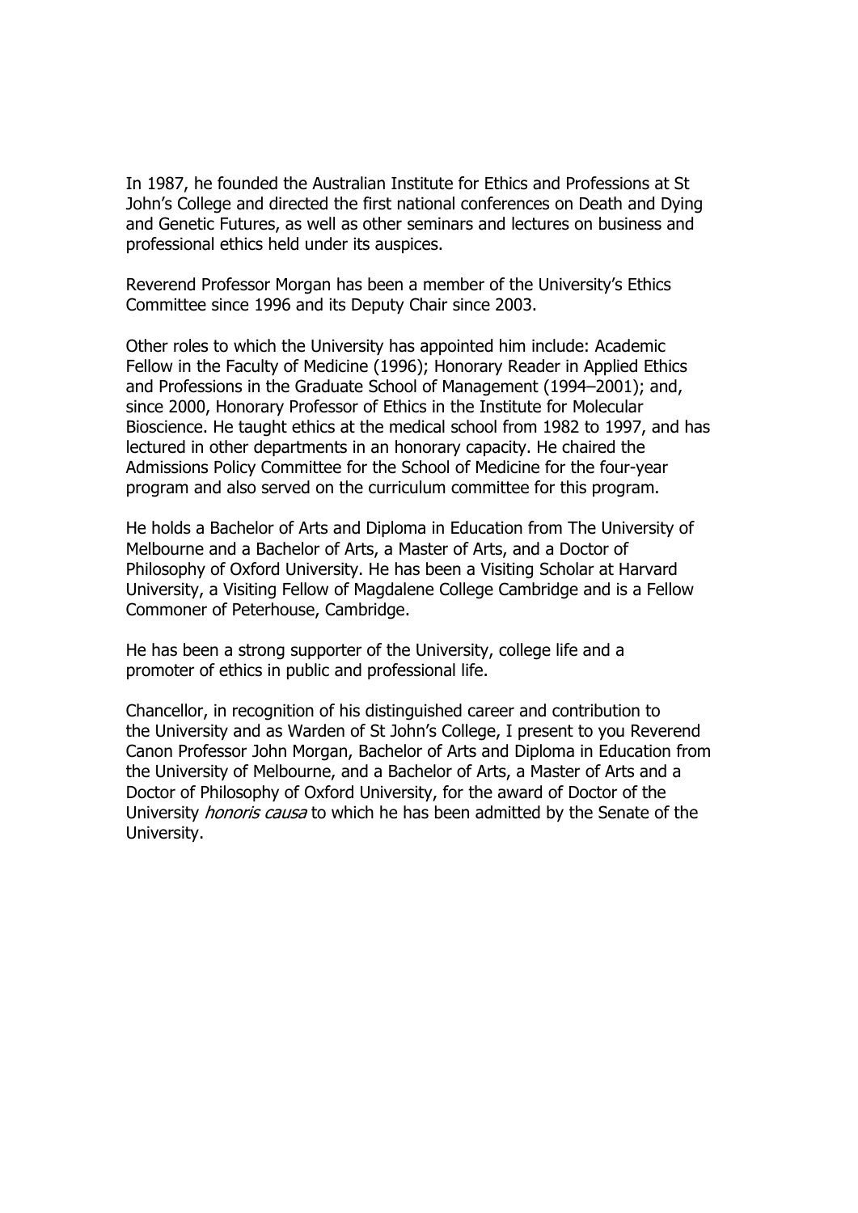In 1987, he founded the Australian Institute for Ethics and Professions at St John's College and directed the first national conferences on Death and Dying and Genetic Futures, as well as other seminars and lectures on business and professional ethics held under its auspices.

Reverend Professor Morgan has been a member of the University's Ethics Committee since 1996 and its Deputy Chair since 2003.

Other roles to which the University has appointed him include: Academic Fellow in the Faculty of Medicine (1996); Honorary Reader in Applied Ethics and Professions in the Graduate School of Management (1994–2001); and, since 2000, Honorary Professor of Ethics in the Institute for Molecular Bioscience. He taught ethics at the medical school from 1982 to 1997, and has lectured in other departments in an honorary capacity. He chaired the Admissions Policy Committee for the School of Medicine for the four-year program and also served on the curriculum committee for this program.

He holds a Bachelor of Arts and Diploma in Education from The University of Melbourne and a Bachelor of Arts, a Master of Arts, and a Doctor of Philosophy of Oxford University. He has been a Visiting Scholar at Harvard University, a Visiting Fellow of Magdalene College Cambridge and is a Fellow Commoner of Peterhouse, Cambridge.

He has been a strong supporter of the University, college life and a promoter of ethics in public and professional life.

Chancellor, in recognition of his distinguished career and contribution to the University and as Warden of St John's College, I present to you Reverend Canon Professor John Morgan, Bachelor of Arts and Diploma in Education from the University of Melbourne, and a Bachelor of Arts, a Master of Arts and a Doctor of Philosophy of Oxford University, for the award of Doctor of the University *honoris causa* to which he has been admitted by the Senate of the University.